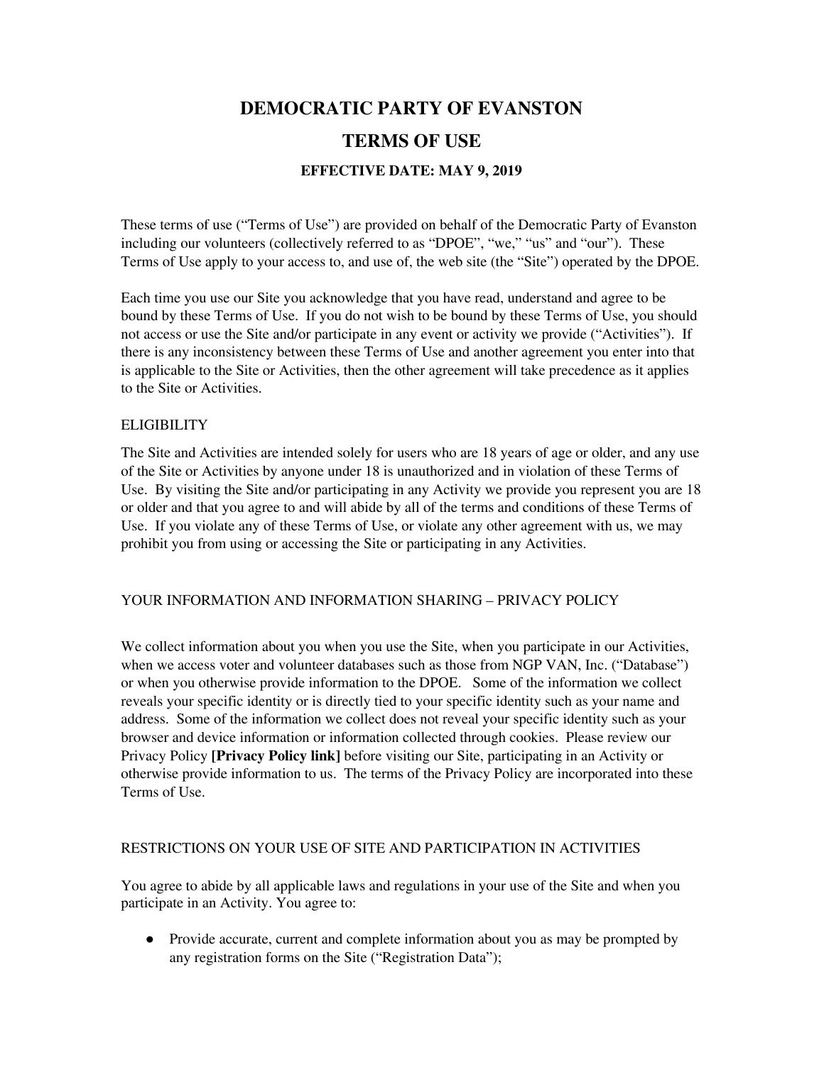# DEMOCRATIC PARTY OF EVANSTON

# TERMS OF USE

### EFFECTIVE DATE: MAY 9, 2019

These terms of use ("Terms of Use") are provided on behalf of the Democratic Party of Evanston including our volunteers (collectively referred to as "DPOE", "we," "us" and "our"). These Terms of Use apply to your access to, and use of, the web site (the "Site") operated by the DPOE.

Each time you use our Site you acknowledge that you have read, understand and agree to be bound by these Terms of Use. If you do not wish to be bound by these Terms of Use, you should not access or use the Site and/or participate in any event or activity we provide ("Activities"). If there is any inconsistency between these Terms of Use and another agreement you enter into that is applicable to the Site or Activities, then the other agreement will take precedence as it applies to the Site or Activities.

## ELIGIBILITY

The Site and Activities are intended solely for users who are 18 years of age or older, and any use of the Site or Activities by anyone under 18 is unauthorized and in violation of these Terms of Use. By visiting the Site and/or participating in any Activity we provide you represent you are 18 or older and that you agree to and will abide by all of the terms and conditions of these Terms of Use. If you violate any of these Terms of Use, or violate any other agreement with us, we may prohibit you from using or accessing the Site or participating in any Activities.

## YOUR INFORMATION AND INFORMATION SHARING – PRIVACY POLICY

We collect information about you when you use the Site, when you participate in our Activities, when we access voter and volunteer databases such as those from NGP VAN, Inc. ("Database") or when you otherwise provide information to the DPOE. Some of the information we collect reveals your specific identity or is directly tied to your specific identity such as your name and address. Some of the information we collect does not reveal your specific identity such as your browser and device information or information collected through cookies. Please review our Privacy Policy **[Privacy Policy link]** before visiting our Site, participating in an Activity or otherwise provide information to us. The terms of the Privacy Policy are incorporated into these Terms of Use.

## RESTRICTIONS ON YOUR USE OF SITE AND PARTICIPATION IN ACTIVITIES

You agree to abide by all applicable laws and regulations in your use of the Site and when you participate in an Activity. You agree to:

- Provide accurate, current and complete information about you as may be prompted by any registration forms on the Site ("Registration Data");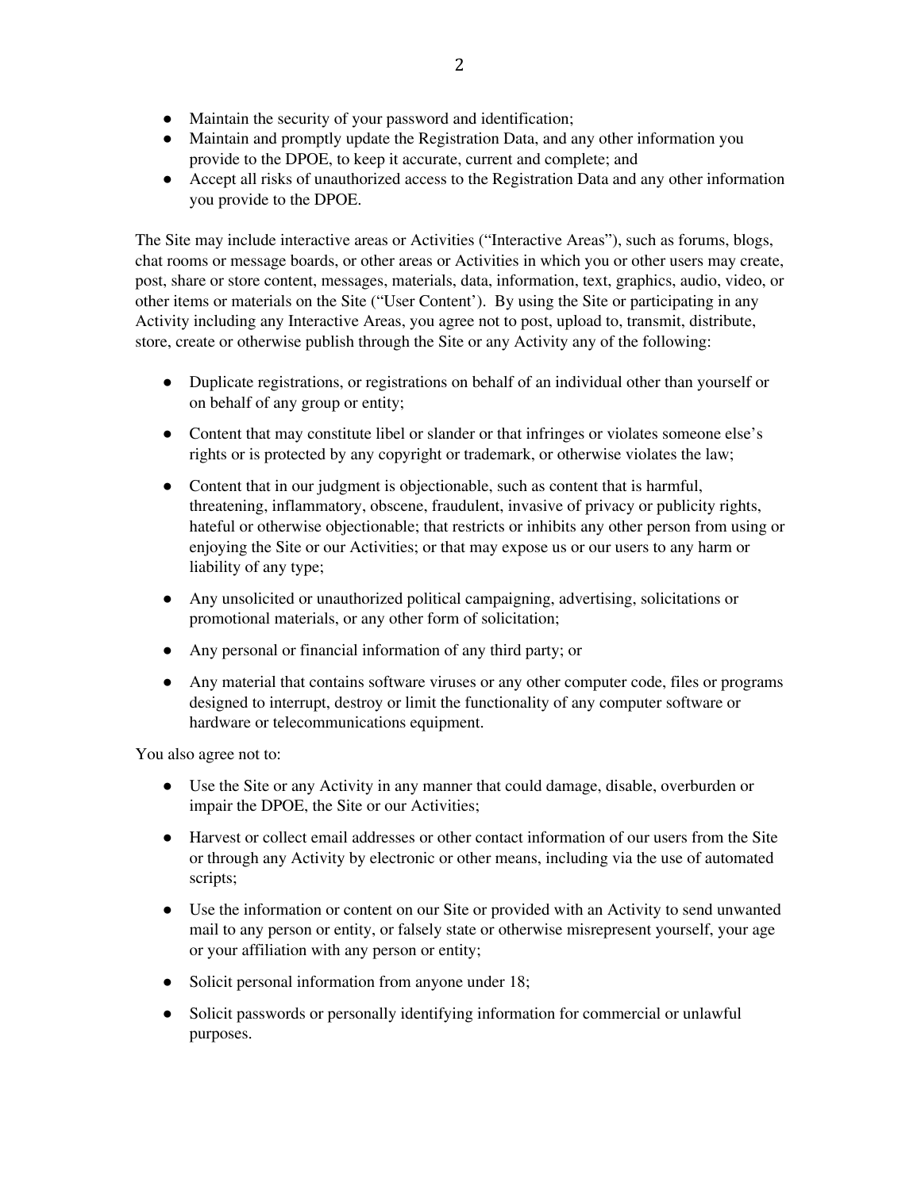- Maintain the security of your password and identification;
- Maintain and promptly update the Registration Data, and any other information you provide to the DPOE, to keep it accurate, current and complete; and
- Accept all risks of unauthorized access to the Registration Data and any other information you provide to the DPOE.

The Site may include interactive areas or Activities ("Interactive Areas"), such as forums, blogs, chat rooms or message boards, or other areas or Activities in which you or other users may create, post, share or store content, messages, materials, data, information, text, graphics, audio, video, or other items or materials on the Site ("User Content'). By using the Site or participating in any Activity including any Interactive Areas, you agree not to post, upload to, transmit, distribute, store, create or otherwise publish through the Site or any Activity any of the following:

- Duplicate registrations, or registrations on behalf of an individual other than yourself or on behalf of any group or entity;
- Content that may constitute libel or slander or that infringes or violates someone else's rights or is protected by any copyright or trademark, or otherwise violates the law;
- Content that in our judgment is objectionable, such as content that is harmful, threatening, inflammatory, obscene, fraudulent, invasive of privacy or publicity rights, hateful or otherwise objectionable; that restricts or inhibits any other person from using or enjoying the Site or our Activities; or that may expose us or our users to any harm or liability of any type;
- Any unsolicited or unauthorized political campaigning, advertising, solicitations or promotional materials, or any other form of solicitation;
- Any personal or financial information of any third party; or
- Any material that contains software viruses or any other computer code, files or programs designed to interrupt, destroy or limit the functionality of any computer software or hardware or telecommunications equipment.

You also agree not to:

- Use the Site or any Activity in any manner that could damage, disable, overburden or impair the DPOE, the Site or our Activities;
- Harvest or collect email addresses or other contact information of our users from the Site or through any Activity by electronic or other means, including via the use of automated scripts;
- Use the information or content on our Site or provided with an Activity to send unwanted mail to any person or entity, or falsely state or otherwise misrepresent yourself, your age or your affiliation with any person or entity;
- Solicit personal information from anyone under 18;
- Solicit passwords or personally identifying information for commercial or unlawful purposes.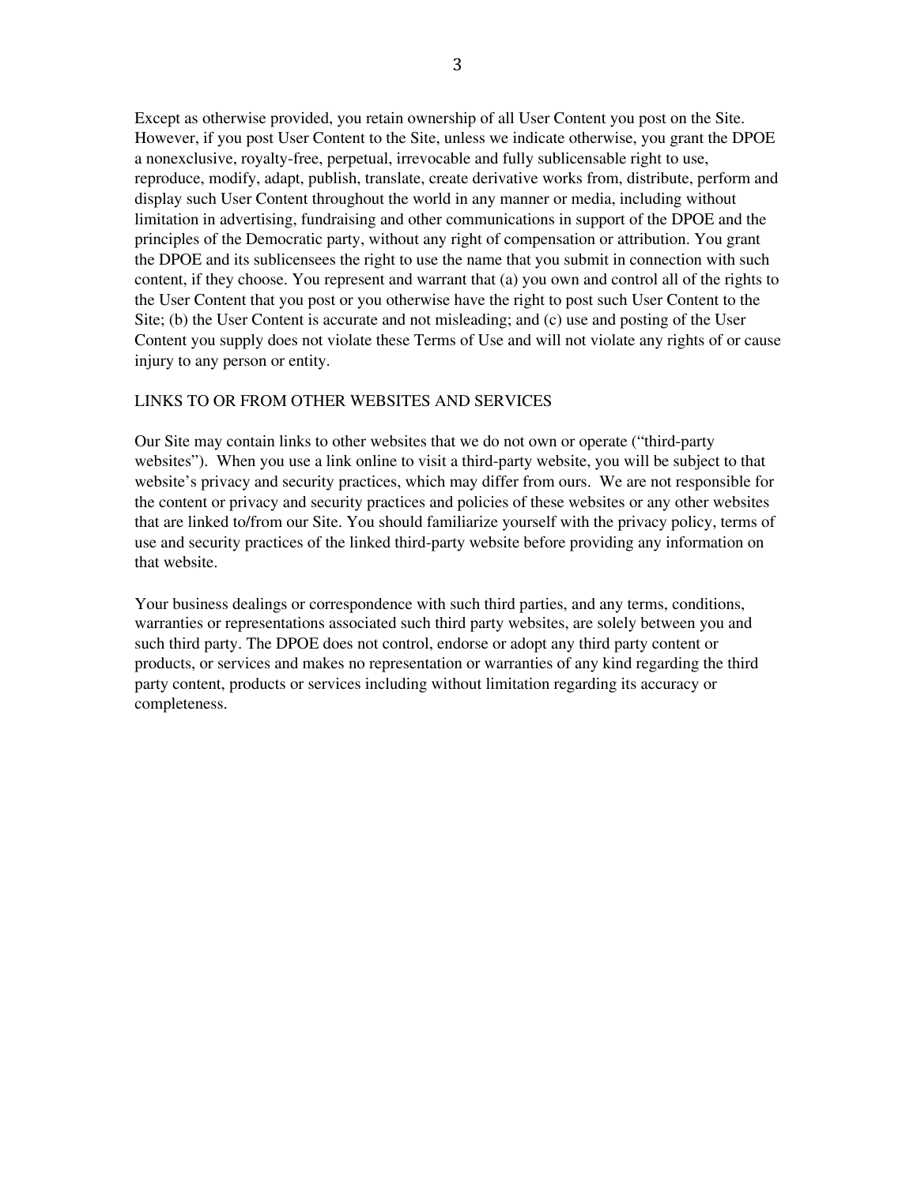Except as otherwise provided, you retain ownership of all User Content you post on the Site. However, if you post User Content to the Site, unless we indicate otherwise, you grant the DPOE a nonexclusive, royalty-free, perpetual, irrevocable and fully sublicensable right to use, reproduce, modify, adapt, publish, translate, create derivative works from, distribute, perform and display such User Content throughout the world in any manner or media, including without limitation in advertising, fundraising and other communications in support of the DPOE and the principles of the Democratic party, without any right of compensation or attribution. You grant the DPOE and its sublicensees the right to use the name that you submit in connection with such content, if they choose. You represent and warrant that (a) you own and control all of the rights to the User Content that you post or you otherwise have the right to post such User Content to the Site; (b) the User Content is accurate and not misleading; and (c) use and posting of the User Content you supply does not violate these Terms of Use and will not violate any rights of or cause injury to any person or entity.

## LINKS TO OR FROM OTHER WEBSITES AND SERVICES

Our Site may contain links to other websites that we do not own or operate ("third-party websites"). When you use a link online to visit a third-party website, you will be subject to that website's privacy and security practices, which may differ from ours. We are not responsible for the content or privacy and security practices and policies of these websites or any other websites that are linked to/from our Site. You should familiarize yourself with the privacy policy, terms of use and security practices of the linked third-party website before providing any information on that website.

Your business dealings or correspondence with such third parties, and any terms, conditions, warranties or representations associated such third party websites, are solely between you and such third party. The DPOE does not control, endorse or adopt any third party content or products, or services and makes no representation or warranties of any kind regarding the third party content, products or services including without limitation regarding its accuracy or completeness.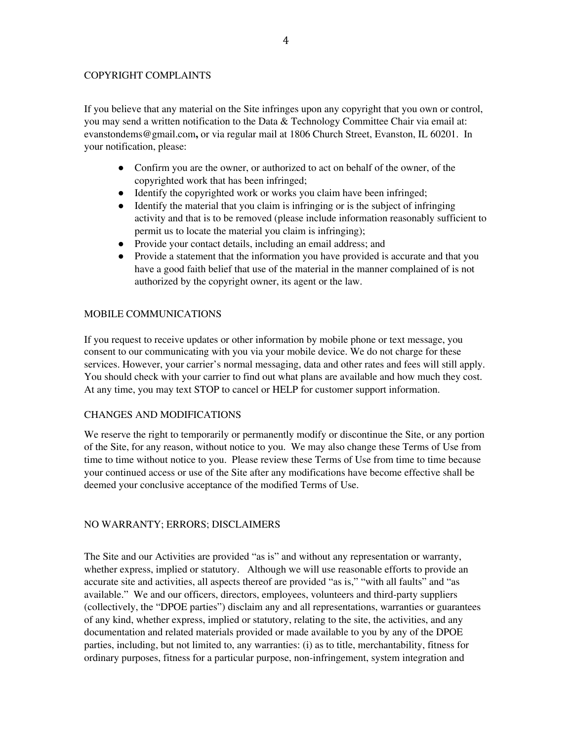## COPYRIGHT COMPLAINTS

If you believe that any material on the Site infringes upon any copyright that you own or control, you may send a written notification to the Data & Technology Committee Chair via email at: evanstondems@gmail.com**,** or via regular mail at 1806 Church Street, Evanston, IL 60201. In your notification, please:

- Confirm you are the owner, or authorized to act on behalf of the owner, of the copyrighted work that has been infringed;
- Identify the copyrighted work or works you claim have been infringed;
- Identify the material that you claim is infringing or is the subject of infringing activity and that is to be removed (please include information reasonably sufficient to permit us to locate the material you claim is infringing);
- Provide your contact details, including an email address; and
- Provide a statement that the information you have provided is accurate and that you have a good faith belief that use of the material in the manner complained of is not authorized by the copyright owner, its agent or the law.

## MOBILE COMMUNICATIONS

If you request to receive updates or other information by mobile phone or text message, you consent to our communicating with you via your mobile device. We do not charge for these services. However, your carrier's normal messaging, data and other rates and fees will still apply. You should check with your carrier to find out what plans are available and how much they cost. At any time, you may text STOP to cancel or HELP for customer support information.

## CHANGES AND MODIFICATIONS

We reserve the right to temporarily or permanently modify or discontinue the Site, or any portion of the Site, for any reason, without notice to you. We may also change these Terms of Use from time to time without notice to you. Please review these Terms of Use from time to time because your continued access or use of the Site after any modifications have become effective shall be deemed your conclusive acceptance of the modified Terms of Use.

## NO WARRANTY; ERRORS; DISCLAIMERS

The Site and our Activities are provided "as is" and without any representation or warranty, whether express, implied or statutory. Although we will use reasonable efforts to provide an accurate site and activities, all aspects thereof are provided "as is," "with all faults" and "as available." We and our officers, directors, employees, volunteers and third-party suppliers (collectively, the "DPOE parties") disclaim any and all representations, warranties or guarantees of any kind, whether express, implied or statutory, relating to the site, the activities, and any documentation and related materials provided or made available to you by any of the DPOE parties, including, but not limited to, any warranties: (i) as to title, merchantability, fitness for ordinary purposes, fitness for a particular purpose, non-infringement, system integration and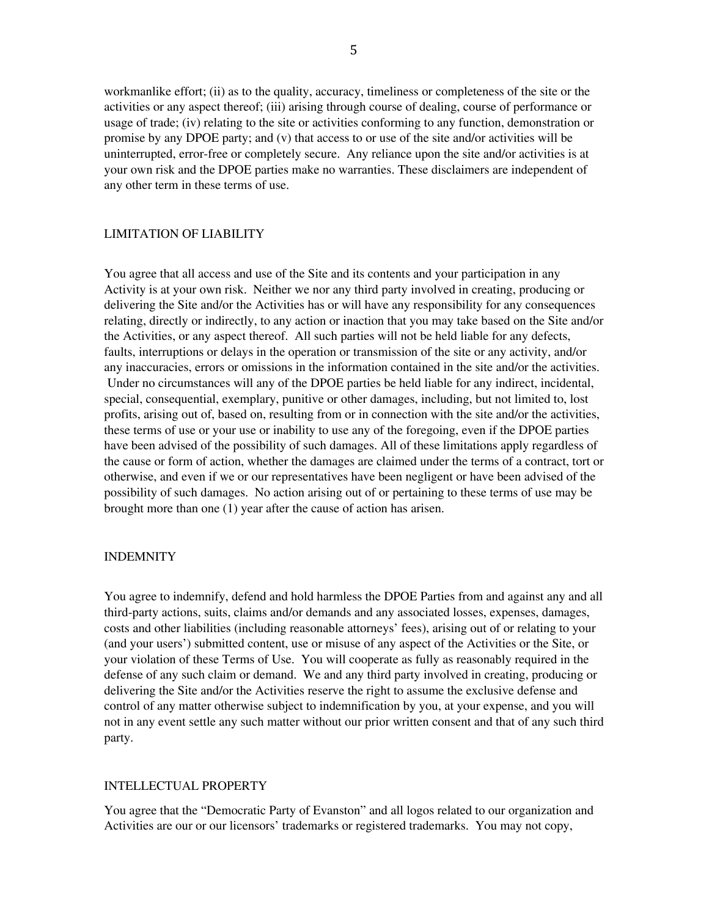workmanlike effort; (ii) as to the quality, accuracy, timeliness or completeness of the site or the activities or any aspect thereof; (iii) arising through course of dealing, course of performance or usage of trade; (iv) relating to the site or activities conforming to any function, demonstration or promise by any DPOE party; and (v) that access to or use of the site and/or activities will be uninterrupted, error-free or completely secure. Any reliance upon the site and/or activities is at your own risk and the DPOE parties make no warranties. These disclaimers are independent of any other term in these terms of use.

## LIMITATION OF LIABILITY

You agree that all access and use of the Site and its contents and your participation in any Activity is at your own risk. Neither we nor any third party involved in creating, producing or delivering the Site and/or the Activities has or will have any responsibility for any consequences relating, directly or indirectly, to any action or inaction that you may take based on the Site and/or the Activities, or any aspect thereof. All such parties will not be held liable for any defects, faults, interruptions or delays in the operation or transmission of the site or any activity, and/or any inaccuracies, errors or omissions in the information contained in the site and/or the activities. Under no circumstances will any of the DPOE parties be held liable for any indirect, incidental, special, consequential, exemplary, punitive or other damages, including, but not limited to, lost profits, arising out of, based on, resulting from or in connection with the site and/or the activities, these terms of use or your use or inability to use any of the foregoing, even if the DPOE parties have been advised of the possibility of such damages. All of these limitations apply regardless of the cause or form of action, whether the damages are claimed under the terms of a contract, tort or otherwise, and even if we or our representatives have been negligent or have been advised of the possibility of such damages. No action arising out of or pertaining to these terms of use may be brought more than one (1) year after the cause of action has arisen.

## INDEMNITY

You agree to indemnify, defend and hold harmless the DPOE Parties from and against any and all third-party actions, suits, claims and/or demands and any associated losses, expenses, damages, costs and other liabilities (including reasonable attorneys' fees), arising out of or relating to your (and your users') submitted content, use or misuse of any aspect of the Activities or the Site, or your violation of these Terms of Use. You will cooperate as fully as reasonably required in the defense of any such claim or demand. We and any third party involved in creating, producing or delivering the Site and/or the Activities reserve the right to assume the exclusive defense and control of any matter otherwise subject to indemnification by you, at your expense, and you will not in any event settle any such matter without our prior written consent and that of any such third party.

## INTELLECTUAL PROPERTY

You agree that the "Democratic Party of Evanston" and all logos related to our organization and Activities are our or our licensors' trademarks or registered trademarks. You may not copy,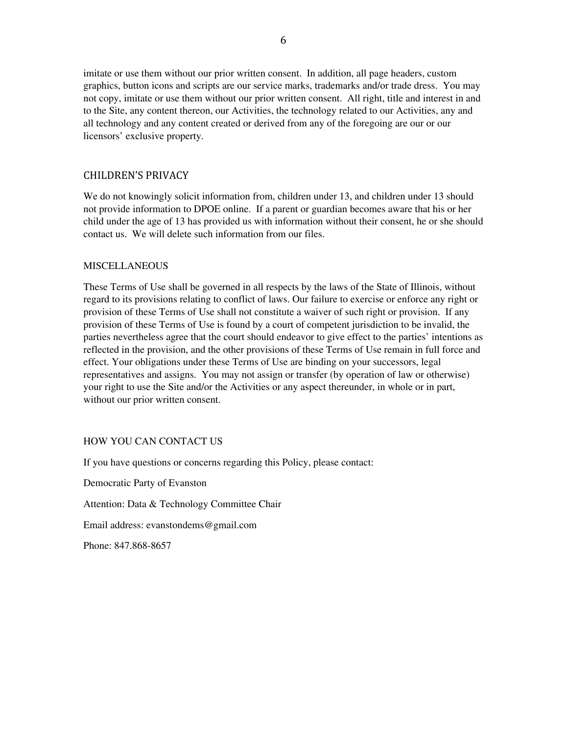imitate or use them without our prior written consent. In addition, all page headers, custom graphics, button icons and scripts are our service marks, trademarks and/or trade dress. You may not copy, imitate or use them without our prior written consent. All right, title and interest in and to the Site, any content thereon, our Activities, the technology related to our Activities, any and all technology and any content created or derived from any of the foregoing are our or our licensors' exclusive property.

## CHILDREN'S PRIVACY

We do not knowingly solicit information from, children under 13, and children under 13 should not provide information to DPOE online. If a parent or guardian becomes aware that his or her child under the age of 13 has provided us with information without their consent, he or she should contact us. We will delete such information from our files.

## MISCELLANEOUS

These Terms of Use shall be governed in all respects by the laws of the State of Illinois, without regard to its provisions relating to conflict of laws. Our failure to exercise or enforce any right or provision of these Terms of Use shall not constitute a waiver of such right or provision. If any provision of these Terms of Use is found by a court of competent jurisdiction to be invalid, the parties nevertheless agree that the court should endeavor to give effect to the parties' intentions as reflected in the provision, and the other provisions of these Terms of Use remain in full force and effect. Your obligations under these Terms of Use are binding on your successors, legal representatives and assigns. You may not assign or transfer (by operation of law or otherwise) your right to use the Site and/or the Activities or any aspect thereunder, in whole or in part, without our prior written consent.

## HOW YOU CAN CONTACT US

If you have questions or concerns regarding this Policy, please contact:

Democratic Party of Evanston

Attention: Data & Technology Committee Chair

Email address: evanstondems@gmail.com

Phone: 847.868-8657